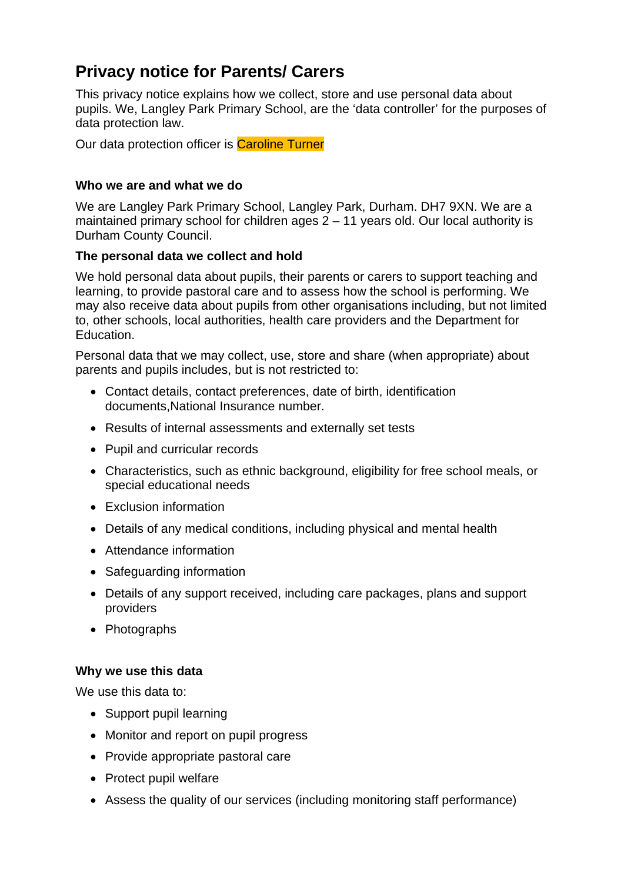# Privacy notice for Parents/ Carers

This privacy notice explains how we collect, store and use personal data about pupils. We, Langley Park Primary School, are the 'data controller' for the purposes of data protection law.

Our data protection officer is Caroline Turner

### Who we are and what we do

We are Langley Park Primary School, Langley Park, Durham. DH7 9XN. We are a maintained primary school for children ages 2 – 11 years old. Our local authority is Durham County Council.

### The personal data we collect and hold

We hold personal data about pupils, their parents or carers to support teaching and learning, to provide pastoral care and to assess how the school is performing. We may also receive data about pupils from other organisations including, but not limited to, other schools, local authorities, health care providers and the Department for Education.

Personal data that we may collect, use, store and share (when appropriate) about parents and pupils includes, but is not restricted to:

- Contact details, contact preferences, date of birth, identification documents,National Insurance number.
- Results of internal assessments and externally set tests
- Pupil and curricular records
- Characteristics, such as ethnic background, eligibility for free school meals, or special educational needs
- Exclusion information
- Details of any medical conditions, including physical and mental health
- Attendance information
- Safeguarding information
- Details of any support received, including care packages, plans and support providers
- Photographs

### Why we use this data

We use this data to:

- Support pupil learning
- Monitor and report on pupil progress
- Provide appropriate pastoral care
- Protect pupil welfare
- Assess the quality of our services (including monitoring staff performance)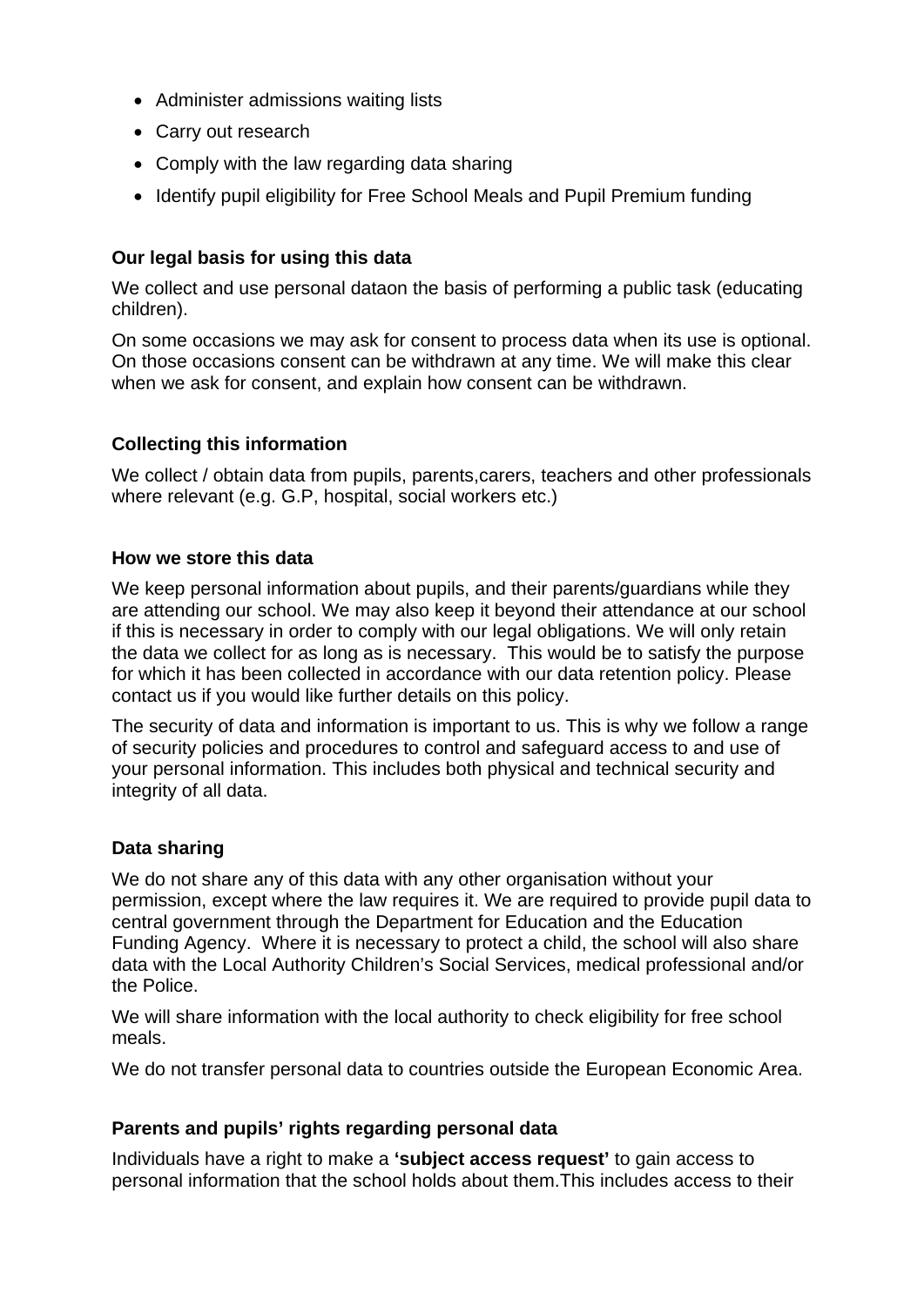- Administer admissions waiting lists
- Carry out research
- Comply with the law regarding data sharing
- Identify pupil eligibility for Free School Meals and Pupil Premium funding

**Our legal basis for using this data**

We collect and use personal dataon the basis of performing a public task (educating children).

On some occasions we may ask for consent to process data when its use is optional. On those occasions consent can be withdrawn at any time. We will make this clear when we ask for consent, and explain how consent can be withdrawn.

**Collecting this information**

We collect / obtain data from pupils, parents,carers, teachers and other professionals where relevant (e.g. G.P, hospital, social workers etc.)

**How we store this data**

We keep personal information about pupils, and their parents/guardians while they are attending our school. We may also keep it beyond their attendance at our school if this is necessary in order to comply with our legal obligations. We will only retain the data we collect for as long as is necessary. This would be to satisfy the purpose for which it has been collected in accordance with our data retention policy. Please contact us if you would like further details on this policy.

The security of data and information is important to us. This is why we follow a range of security policies and procedures to control and safeguard access to and use of your personal information. This includes both physical and technical security and integrity of all data.

**Data sharing**

We do not share any of this data with any other organisation without your permission, except where the law requires it. We are required to provide pupil data to central government through the Department for Education and the Education Funding Agency. Where it is necessary to protect a child, the school will also share data with the Local Authority Children's Social Services, medical professional and/or the Police.

We will share information with the local authority to check eligibility for free school meals.

We do not transfer personal data to countries outside the European Economic Area.

**Parents and pupils' rights regarding personal data**

Individuals have a right to make a **'subject access request'** to gain access to personal information that the school holds about them.This includes access to their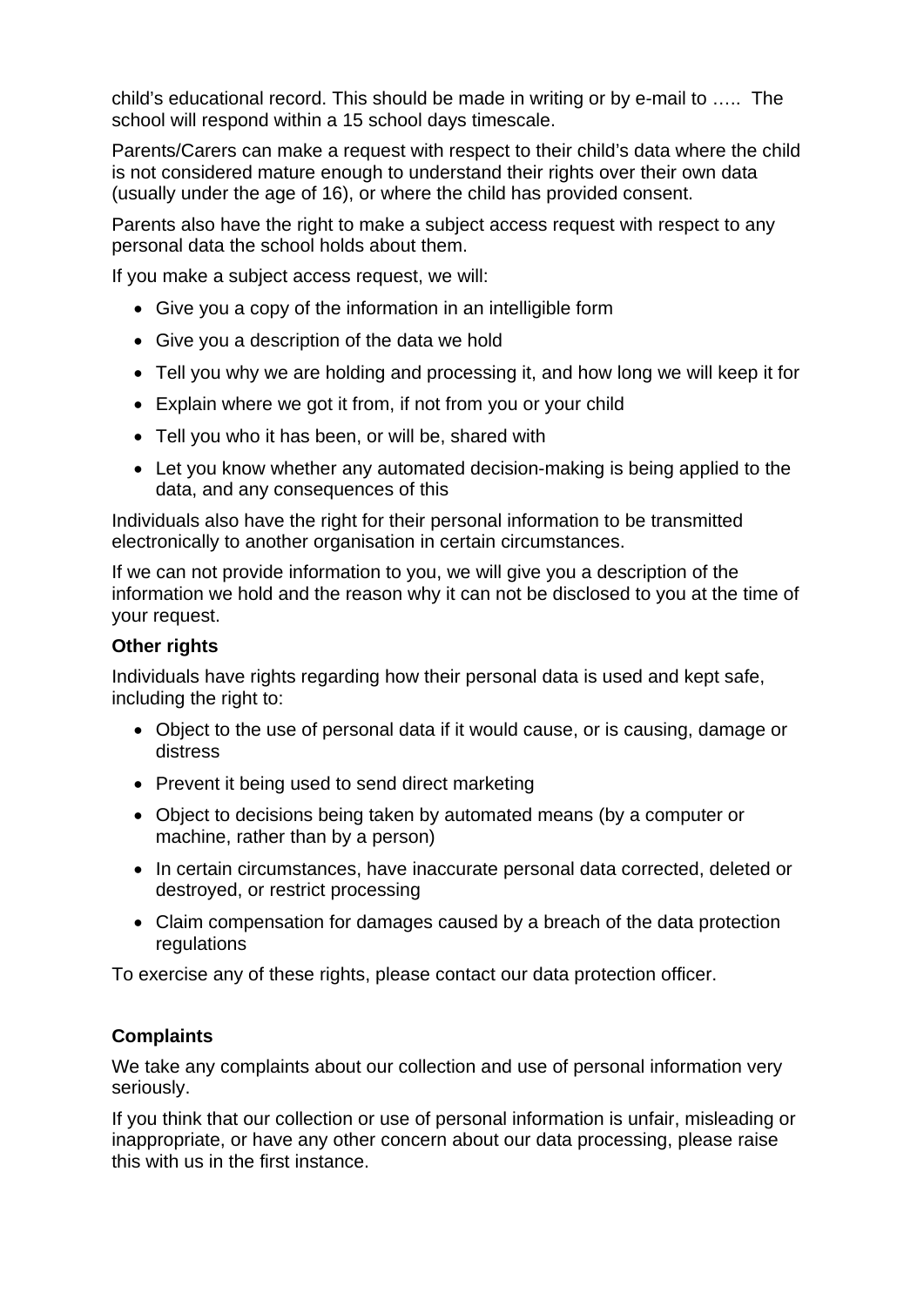child's educational record. This should be made in writing or by e-mail to ….. The school will respond within a 15 school days timescale.

Parents/Carers can make a request with respect to their child's data where the child is not considered mature enough to understand their rights over their own data (usually under the age of 16), or where the child has provided consent.

Parents also have the right to make a subject access request with respect to any personal data the school holds about them.

If you make a subject access request, we will:

- Give you a copy of the information in an intelligible form
- Give you a description of the data we hold
- Tell you why we are holding and processing it, and how long we will keep it for
- Explain where we got it from, if not from you or your child
- Tell you who it has been, or will be, shared with
- Let you know whether any automated decision-making is being applied to the data, and any consequences of this

Individuals also have the right for their personal information to be transmitted electronically to another organisation in certain circumstances.

If we can not provide information to you, we will give you a description of the information we hold and the reason why it can not be disclosed to you at the time of your request.

**Other rights**

Individuals have rights regarding how their personal data is used and kept safe, including the right to:

- Object to the use of personal data if it would cause, or is causing, damage or distress
- Prevent it being used to send direct marketing
- Object to decisions being taken by automated means (by a computer or machine, rather than by a person)
- In certain circumstances, have inaccurate personal data corrected, deleted or destroyed, or restrict processing
- Claim compensation for damages caused by a breach of the data protection regulations

To exercise any of these rights, please contact our data protection officer.

**Complaints**

We take any complaints about our collection and use of personal information very seriously.

If you think that our collection or use of personal information is unfair, misleading or inappropriate, or have any other concern about our data processing, please raise this with us in the first instance.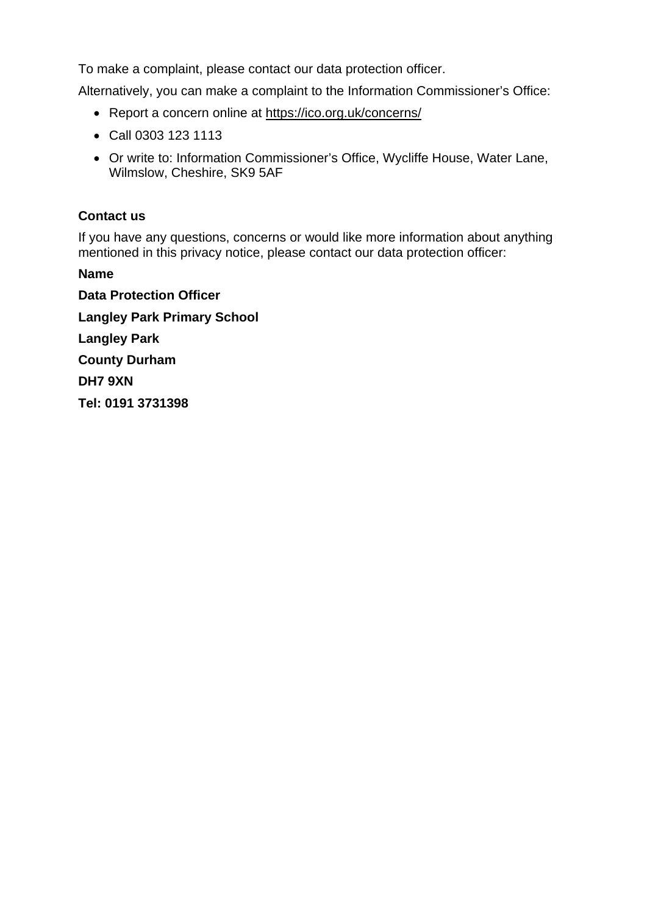To make a complaint, please contact our data protection officer.

Alternatively, you can make a complaint to the Information Commissioner's Office:

- Report a concern online at https://ico.org.uk/concerns/
- Call 0303 123 1113
- Or write to: Information Commissioner's Office, Wycliffe House, Water Lane, Wilmslow, Cheshire, SK9 5AF

## Contact us

If you have any questions, concerns or would like more information about anything mentioned in this privacy notice, please contact our data protection officer:

**Name**

**Data Protection Officer**

**Langley Park Primary School**

**Langley Park**

**County Durham**

**DH7 9XN**

**Tel: 0191 3731398**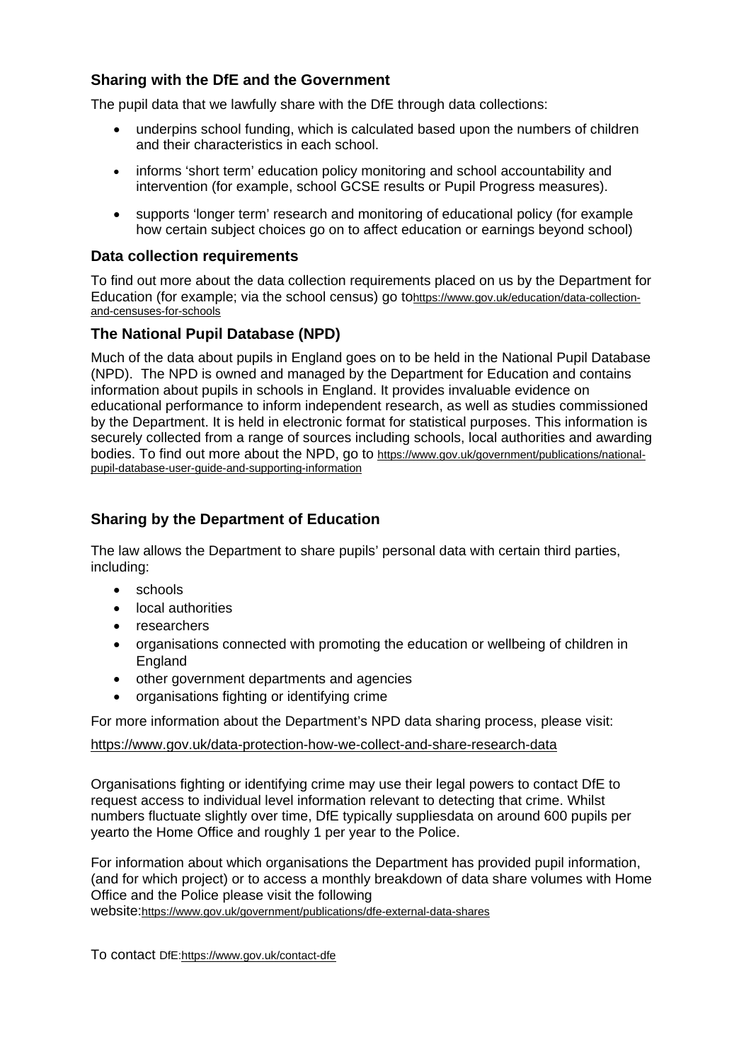### Sharing with the DfE and the Government

The pupil data that we lawfully share with the DfE through data collections:

- underpins school funding, which is calculated based upon the numbers of children and their characteristics in each school.
- informs 'short term' education policy monitoring and school accountability and intervention (for example, school GCSE results or Pupil Progress measures).
- supports 'longer term' research and monitoring of educational policy (for example how certain subject choices go on to affect education or earnings beyond school)

### Data collection requirements

To find out more about the data collection requirements placed on us by the Department for Education (for example; via the school census) go tohttps://www.gov.uk/education/data-collection-and-censuses-for-schools

### The National Pupil Database (NPD)

Much of the data about pupils in England goes on to be held in the National Pupil Database (NPD). The NPD is owned and managed by the Department for Education and contains information about pupils in schools in England. It provides invaluable evidence on educational performance to inform independent research, as well as studies commissioned by the Department. It is held in electronic format for statistical purposes. This information is securely collected from a range of sources including schools, local authorities and awarding bodies. To find out more about the NPD, go to https://www.gov.uk/government/publications/national-pupil-database-user-guide-and-supporting-information

### Sharing by the Department of Education

The law allows the Department to share pupils' personal data with certain third parties, including:

- schools
- local authorities
- researchers
- organisations connected with promoting the education or wellbeing of children in England
- other government departments and agencies
- organisations fighting or identifying crime

For more information about the Department's NPD data sharing process, please visit:

https://www.gov.uk/data-protection-how-we-collect-and-share-research-data

Organisations fighting or identifying crime may use their legal powers to contact DfE to request access to individual level information relevant to detecting that crime. Whilst numbers fluctuate slightly over time, DfE typically suppliesdata on around 600 pupils per yearto the Home Office and roughly 1 per year to the Police.

For information about which organisations the Department has provided pupil information, (and for which project) or to access a monthly breakdown of data share volumes with Home Office and the Police please visit the following website:https://www.gov.uk/government/publications/dfe-external-data-shares

To contact DfE:https://www.gov.uk/contact-dfe